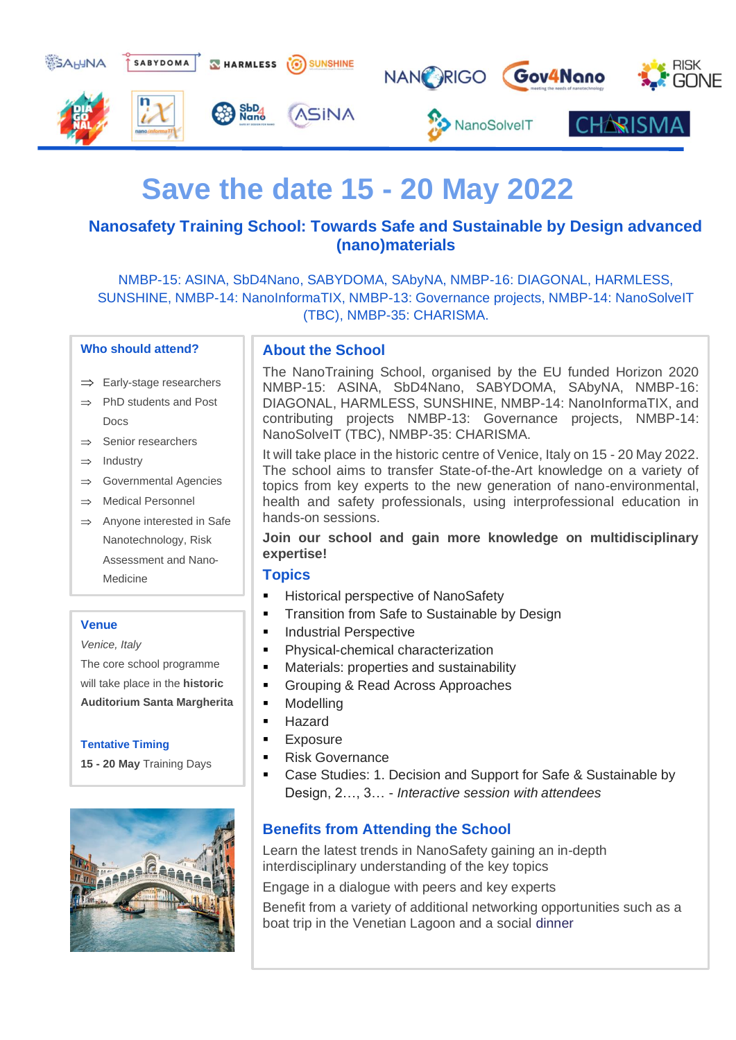# Save the date 15 - 20 May 2022

## Nanosafety Training School: Towards Safe and Sustainable by Design advanced (nano)materials

NMBP-15: ASINA, SbD4Nano, SABYDOMA, SAbyNA, NMBP-16: DIAGONAL, HARMLESS, SUNSHINE, NMBP-14: NanoInformaTIX, NMBP-13: Governance projects, NMBP-14: NanoSolveIT (TBC), NMBP-35: CHARISMA.

### Who should attend?

- Early-stage researchers
- PhD students and Post Docs
- Senior researchers
- Industry
- Governmental Agencies
- Medical Personnel
- Anyone interested in Safe Nanotechnology, Risk Assessment and Nano-Medicine

### Venue

*Venice, Italy*

The core school programme will take place in the **historic Auditorium Santa Margherita**

### Tentative Timing

**15 - 20 May** Training Days

### About the School

The NanoTraining School, organised by the EU funded Horizon 2020 NMBP-15: ASINA, SbD4Nano, SABYDOMA, SAbyNA, NMBP-16: DIAGONAL, HARMLESS, SUNSHINE, NMBP-14: NanoInformaTIX, and contributing projects NMBP-13: Governance projects, NMBP-14: NanoSolveIT (TBC), NMBP-35: CHARISMA.

It will take place in the historic centre of Venice, Italy on 15 - 20 May 2022. The school aims to transfer State-of-the-Art knowledge on a variety of topics from key experts to the new generation of nano-environmental, health and safety professionals, using interprofessional education in hands-on sessions.

**Join our school and gain more knowledge on multidisciplinary expertise!**

### Topics

- Historical perspective of NanoSafety
- Transition from Safe to Sustainable by Design
- Industrial Perspective
- Physical-chemical characterization
- Materials: properties and sustainability
- Grouping & Read Across Approaches
- Modelling
- Hazard
- Exposure
- Risk Governance
- Case Studies: 1. Decision and Support for Safe & Sustainable by Design, 2…, 3… - *Interactive session with attendees*

### Benefits from Attending the School

Learn the latest trends in NanoSafety gaining an in-depth interdisciplinary understanding of the key topics

Engage in a dialogue with peers and key experts

Benefit from a variety of additional networking opportunities such as a boat trip in the Venetian Lagoon and a social dinner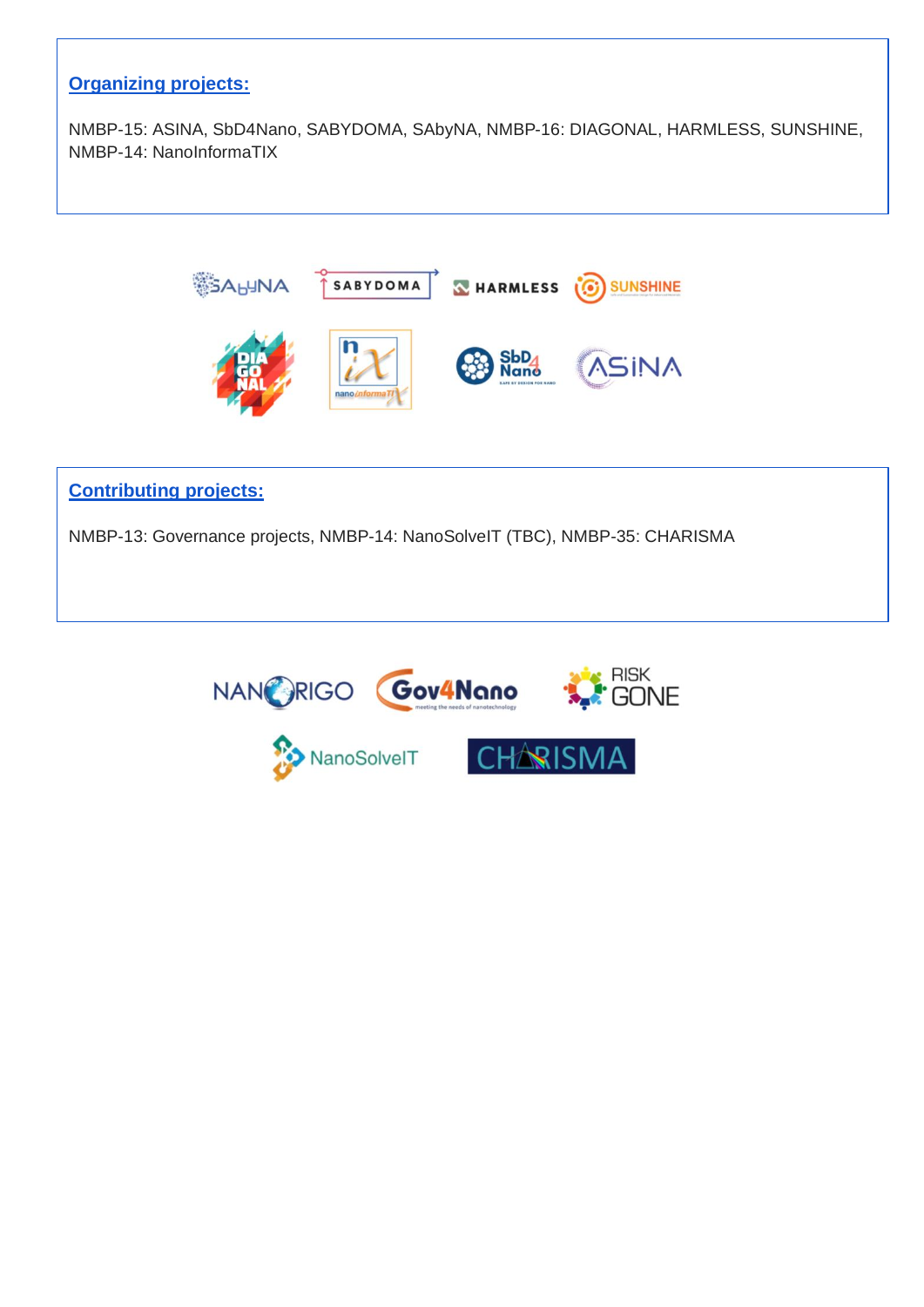**Organizing projects:**

NMBP-15: ASINA, SbD4Nano, SABYDOMA, SAbyNA, NMBP-16: DIAGONAL, HARMLESS, SUNSHINE, NMBP-14: NanoInformaTIX

**Contributing projects:**

NMBP-13: Governance projects, NMBP-14: NanoSolveIT (TBC), NMBP-35: CHARISMA